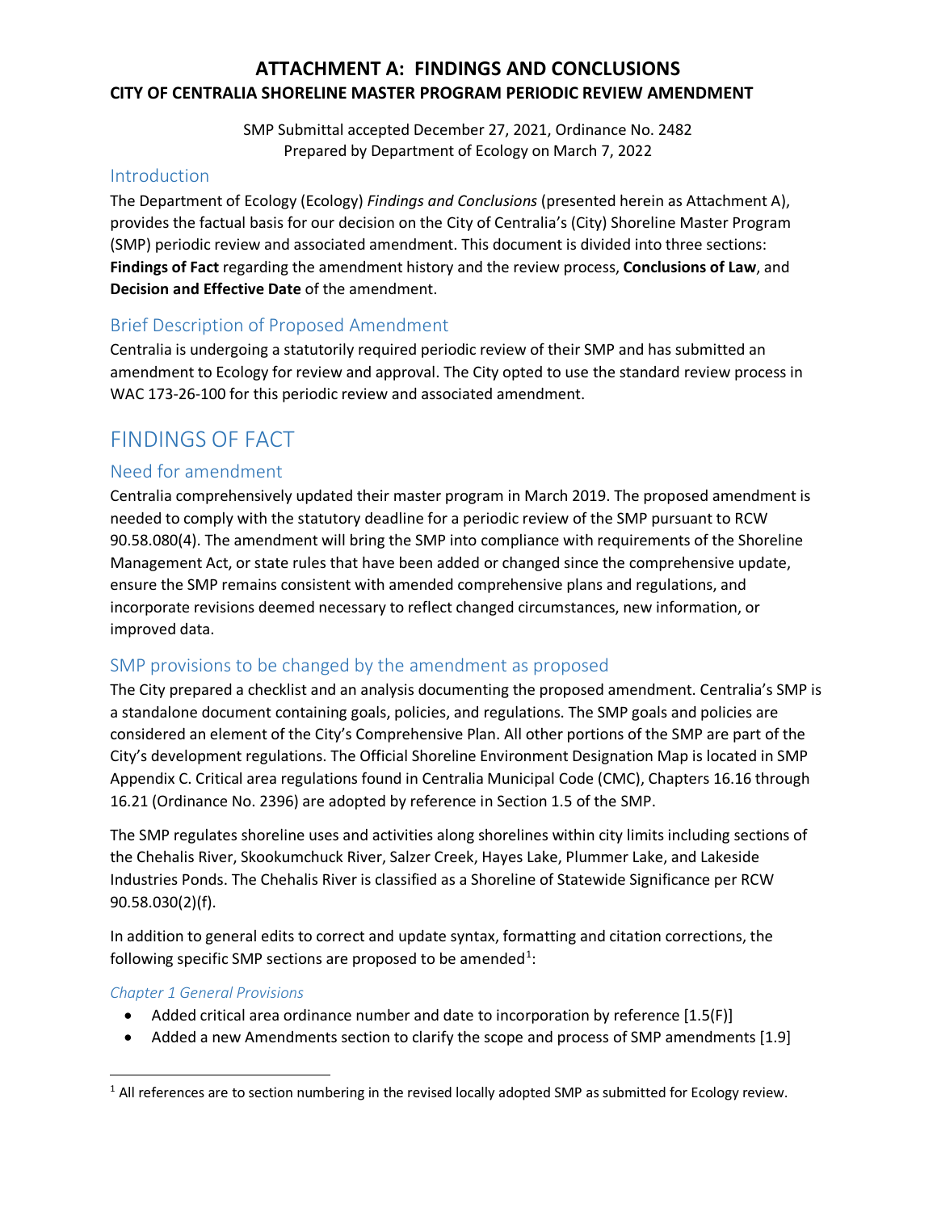# ATTACHMENT A: FINDINGS AND CONCLUSIONS

## CITY OF CENTRALIA SHORELINE MASTER PROGRAM PERIODIC REVIEW AMENDMENT

SMP Submittal accepted December 27, 2021, Ordinance No. 2482
Prepared by Department of Ecology on March 7, 2022

### Introduction

The Department of Ecology (Ecology) *Findings and Conclusions* (presented herein as Attachment A), provides the factual basis for our decision on the City of Centralia's (City) Shoreline Master Program (SMP) periodic review and associated amendment. This document is divided into three sections: **Findings of Fact** regarding the amendment history and the review process, **Conclusions of Law**, and **Decision and Effective Date** of the amendment.

### Brief Description of Proposed Amendment

Centralia is undergoing a statutorily required periodic review of their SMP and has submitted an amendment to Ecology for review and approval. The City opted to use the standard review process in WAC 173-26-100 for this periodic review and associated amendment.

## FINDINGS OF FACT

### Need for amendment

Centralia comprehensively updated their master program in March 2019. The proposed amendment is needed to comply with the statutory deadline for a periodic review of the SMP pursuant to RCW 90.58.080(4). The amendment will bring the SMP into compliance with requirements of the Shoreline Management Act, or state rules that have been added or changed since the comprehensive update, ensure the SMP remains consistent with amended comprehensive plans and regulations, and incorporate revisions deemed necessary to reflect changed circumstances, new information, or improved data.

### SMP provisions to be changed by the amendment as proposed

The City prepared a checklist and an analysis documenting the proposed amendment. Centralia's SMP is a standalone document containing goals, policies, and regulations. The SMP goals and policies are considered an element of the City's Comprehensive Plan. All other portions of the SMP are part of the City's development regulations. The Official Shoreline Environment Designation Map is located in SMP Appendix C. Critical area regulations found in Centralia Municipal Code (CMC), Chapters 16.16 through 16.21 (Ordinance No. 2396) are adopted by reference in Section 1.5 of the SMP.

The SMP regulates shoreline uses and activities along shorelines within city limits including sections of the Chehalis River, Skookumchuck River, Salzer Creek, Hayes Lake, Plummer Lake, and Lakeside Industries Ponds. The Chehalis River is classified as a Shoreline of Statewide Significance per RCW 90.58.030(2)(f).

In addition to general edits to correct and update syntax, formatting and citation corrections, the following specific SMP sections are proposed to be amended[1]:

#### *Chapter 1 General Provisions*

- Added critical area ordinance number and date to incorporation by reference [1.5(F)]
- Added a new Amendments section to clarify the scope and process of SMP amendments [1.9]

[1] All references are to section numbering in the revised locally adopted SMP as submitted for Ecology review.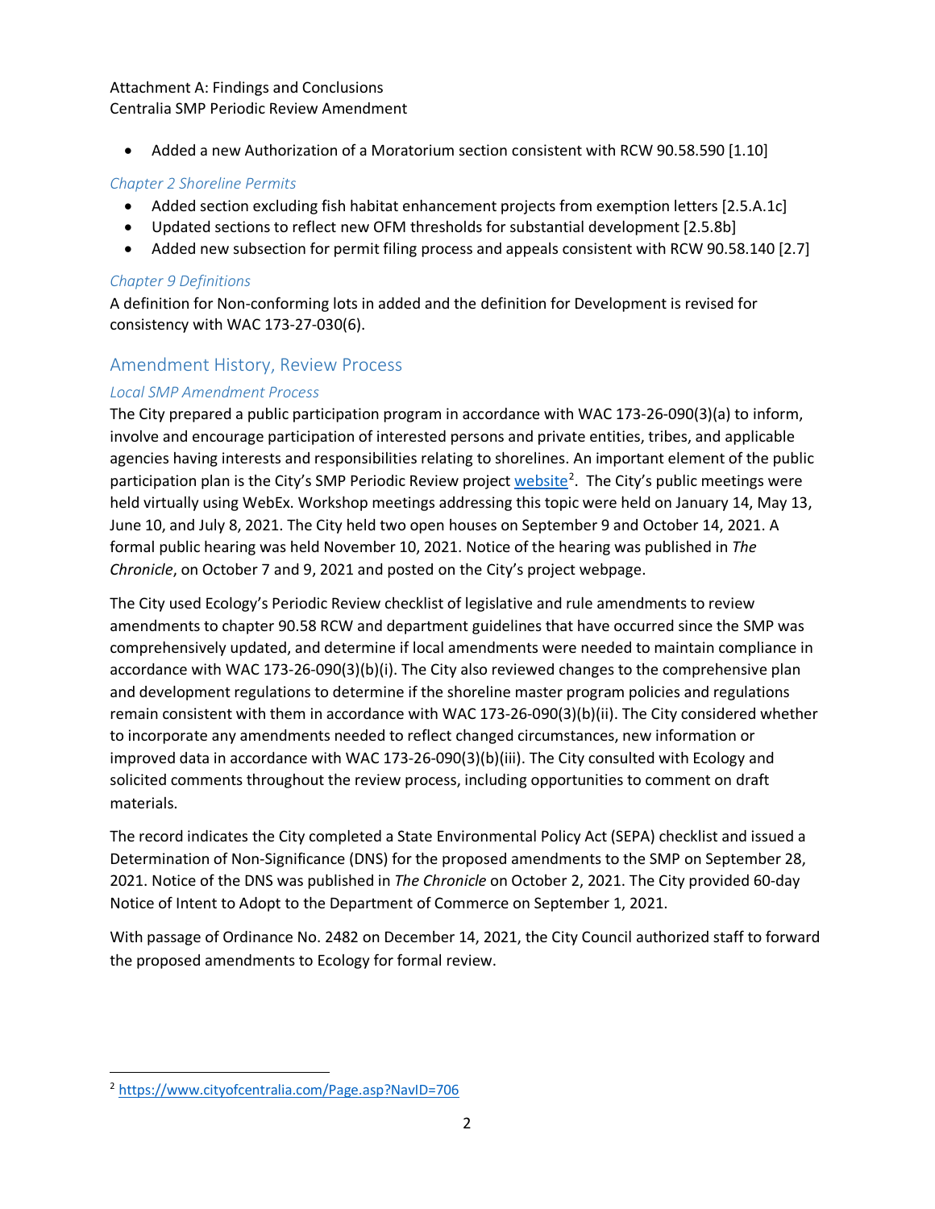- Added a new Authorization of a Moratorium section consistent with RCW 90.58.590 [1.10]

### *Chapter 2 Shoreline Permits*

- Added section excluding fish habitat enhancement projects from exemption letters [2.5.A.1c]
- Updated sections to reflect new OFM thresholds for substantial development [2.5.8b]
- Added new subsection for permit filing process and appeals consistent with RCW 90.58.140 [2.7]

### *Chapter 9 Definitions*

A definition for Non-conforming lots in added and the definition for Development is revised for consistency with WAC 173-27-030(6).

## Amendment History, Review Process

### *Local SMP Amendment Process*

The City prepared a public participation program in accordance with WAC 173-26-090(3)(a) to inform, involve and encourage participation of interested persons and private entities, tribes, and applicable agencies having interests and responsibilities relating to shorelines. An important element of the public participation plan is the City's SMP Periodic Review project website[2]. The City's public meetings were held virtually using WebEx. Workshop meetings addressing this topic were held on January 14, May 13, June 10, and July 8, 2021. The City held two open houses on September 9 and October 14, 2021. A formal public hearing was held November 10, 2021. Notice of the hearing was published in *The Chronicle*, on October 7 and 9, 2021 and posted on the City's project webpage.

The City used Ecology's Periodic Review checklist of legislative and rule amendments to review amendments to chapter 90.58 RCW and department guidelines that have occurred since the SMP was comprehensively updated, and determine if local amendments were needed to maintain compliance in accordance with WAC 173-26-090(3)(b)(i). The City also reviewed changes to the comprehensive plan and development regulations to determine if the shoreline master program policies and regulations remain consistent with them in accordance with WAC 173-26-090(3)(b)(ii). The City considered whether to incorporate any amendments needed to reflect changed circumstances, new information or improved data in accordance with WAC 173-26-090(3)(b)(iii). The City consulted with Ecology and solicited comments throughout the review process, including opportunities to comment on draft materials.

The record indicates the City completed a State Environmental Policy Act (SEPA) checklist and issued a Determination of Non-Significance (DNS) for the proposed amendments to the SMP on September 28, 2021. Notice of the DNS was published in *The Chronicle* on October 2, 2021. The City provided 60-day Notice of Intent to Adopt to the Department of Commerce on September 1, 2021.

With passage of Ordinance No. 2482 on December 14, 2021, the City Council authorized staff to forward the proposed amendments to Ecology for formal review.

---

[2] https://www.cityofcentralia.com/Page.asp?NavID=706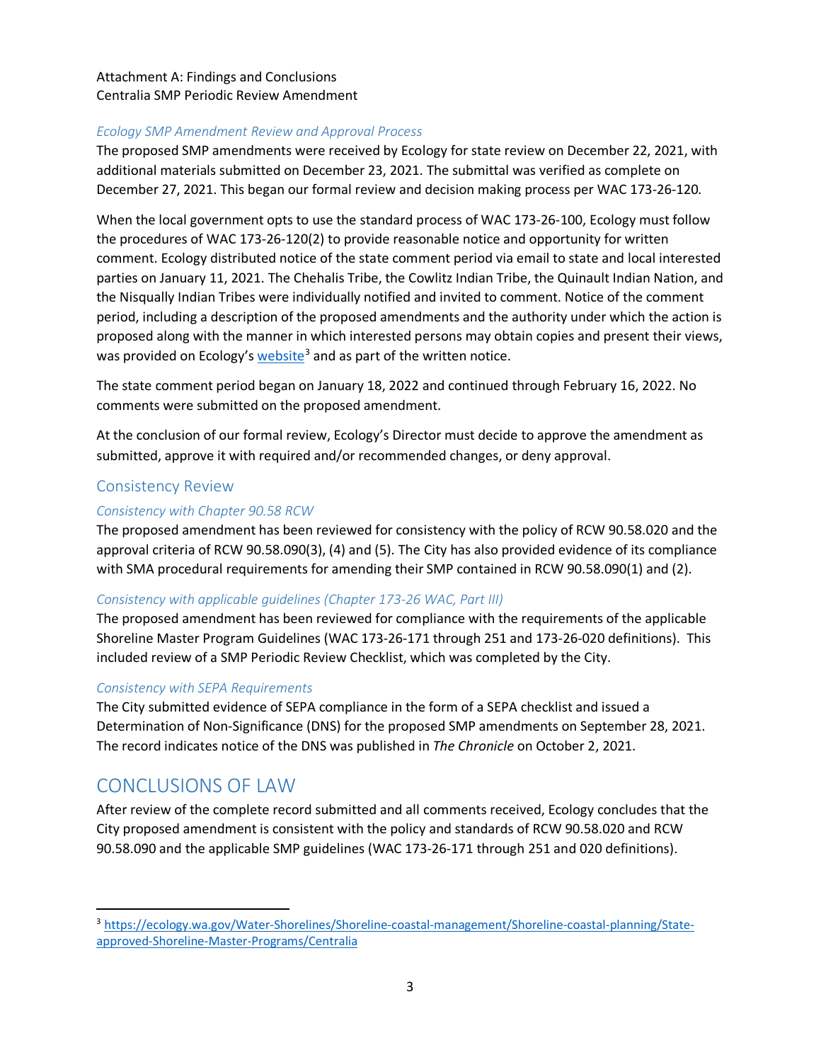Attachment A: Findings and Conclusions
Centralia SMP Periodic Review Amendment

### *Ecology SMP Amendment Review and Approval Process*

The proposed SMP amendments were received by Ecology for state review on December 22, 2021, with additional materials submitted on December 23, 2021. The submittal was verified as complete on December 27, 2021. This began our formal review and decision making process per WAC 173-26-120*.*

When the local government opts to use the standard process of WAC 173-26-100, Ecology must follow the procedures of WAC 173-26-120(2) to provide reasonable notice and opportunity for written comment. Ecology distributed notice of the state comment period via email to state and local interested parties on January 11, 2021. The Chehalis Tribe, the Cowlitz Indian Tribe, the Quinault Indian Nation, and the Nisqually Indian Tribes were individually notified and invited to comment. Notice of the comment period, including a description of the proposed amendments and the authority under which the action is proposed along with the manner in which interested persons may obtain copies and present their views, was provided on Ecology's website[3] and as part of the written notice.

The state comment period began on January 18, 2022 and continued through February 16, 2022. No comments were submitted on the proposed amendment.

At the conclusion of our formal review, Ecology's Director must decide to approve the amendment as submitted, approve it with required and/or recommended changes, or deny approval.

## Consistency Review

### *Consistency with Chapter 90.58 RCW*

The proposed amendment has been reviewed for consistency with the policy of RCW 90.58.020 and the approval criteria of RCW 90.58.090(3), (4) and (5). The City has also provided evidence of its compliance with SMA procedural requirements for amending their SMP contained in RCW 90.58.090(1) and (2).

### *Consistency with applicable guidelines (Chapter 173-26 WAC, Part III)*

The proposed amendment has been reviewed for compliance with the requirements of the applicable Shoreline Master Program Guidelines (WAC 173-26-171 through 251 and 173-26-020 definitions). This included review of a SMP Periodic Review Checklist, which was completed by the City.

### *Consistency with SEPA Requirements*

The City submitted evidence of SEPA compliance in the form of a SEPA checklist and issued a Determination of Non-Significance (DNS) for the proposed SMP amendments on September 28, 2021. The record indicates notice of the DNS was published in *The Chronicle* on October 2, 2021.

# CONCLUSIONS OF LAW

After review of the complete record submitted and all comments received, Ecology concludes that the City proposed amendment is consistent with the policy and standards of RCW 90.58.020 and RCW 90.58.090 and the applicable SMP guidelines (WAC 173-26-171 through 251 and 020 definitions).

---

[3] https://ecology.wa.gov/Water-Shorelines/Shoreline-coastal-management/Shoreline-coastal-planning/State-approved-Shoreline-Master-Programs/Centralia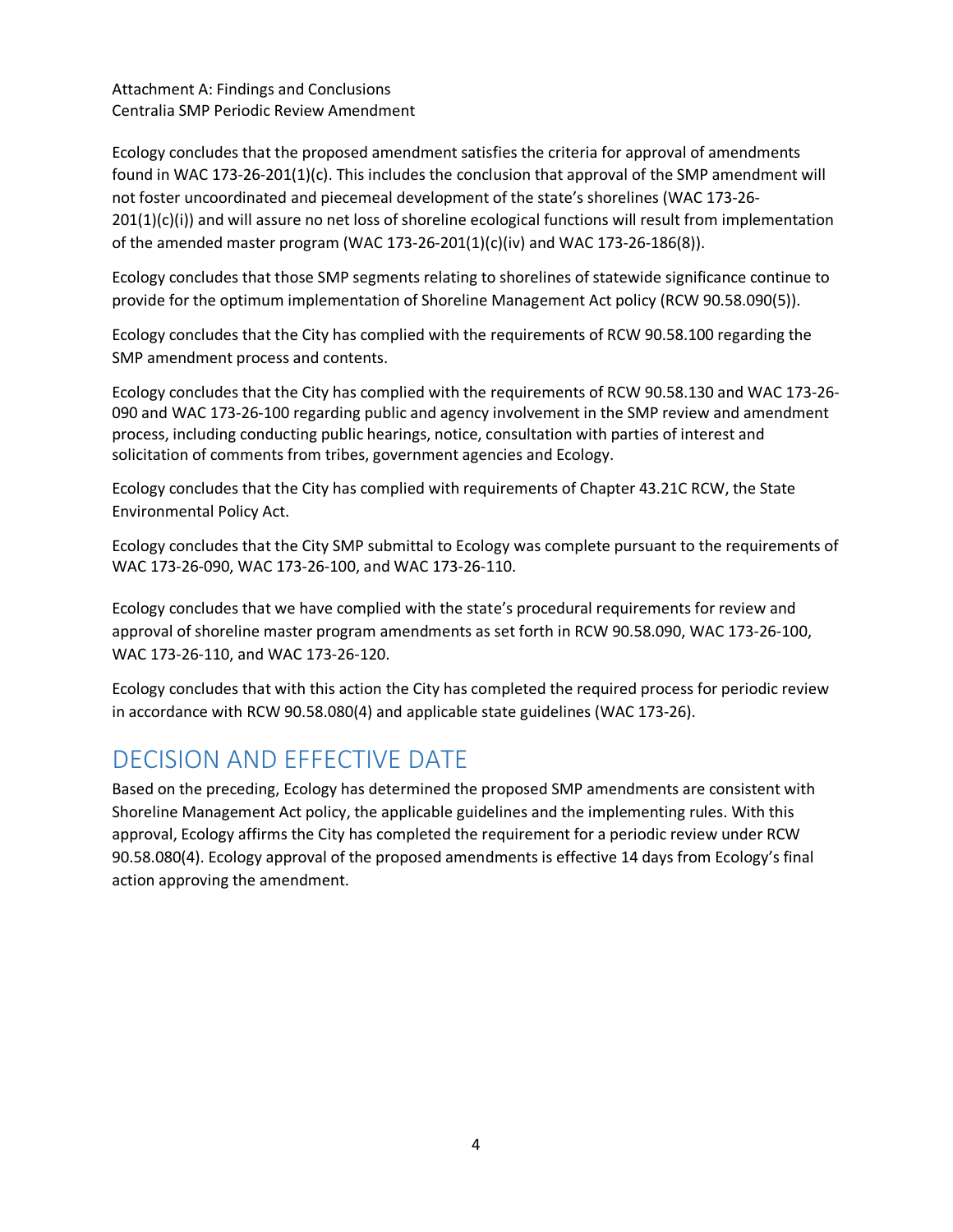Ecology concludes that the proposed amendment satisfies the criteria for approval of amendments found in WAC 173-26-201(1)(c). This includes the conclusion that approval of the SMP amendment will not foster uncoordinated and piecemeal development of the state's shorelines (WAC 173-26-201(1)(c)(i)) and will assure no net loss of shoreline ecological functions will result from implementation of the amended master program (WAC 173-26-201(1)(c)(iv) and WAC 173-26-186(8)).

Ecology concludes that those SMP segments relating to shorelines of statewide significance continue to provide for the optimum implementation of Shoreline Management Act policy (RCW 90.58.090(5)).

Ecology concludes that the City has complied with the requirements of RCW 90.58.100 regarding the SMP amendment process and contents.

Ecology concludes that the City has complied with the requirements of RCW 90.58.130 and WAC 173-26-090 and WAC 173-26-100 regarding public and agency involvement in the SMP review and amendment process, including conducting public hearings, notice, consultation with parties of interest and solicitation of comments from tribes, government agencies and Ecology.

Ecology concludes that the City has complied with requirements of Chapter 43.21C RCW, the State Environmental Policy Act.

Ecology concludes that the City SMP submittal to Ecology was complete pursuant to the requirements of WAC 173-26-090, WAC 173-26-100, and WAC 173-26-110.

Ecology concludes that we have complied with the state's procedural requirements for review and approval of shoreline master program amendments as set forth in RCW 90.58.090, WAC 173-26-100, WAC 173-26-110, and WAC 173-26-120.

Ecology concludes that with this action the City has completed the required process for periodic review in accordance with RCW 90.58.080(4) and applicable state guidelines (WAC 173-26).

## DECISION AND EFFECTIVE DATE

Based on the preceding, Ecology has determined the proposed SMP amendments are consistent with Shoreline Management Act policy, the applicable guidelines and the implementing rules. With this approval, Ecology affirms the City has completed the requirement for a periodic review under RCW 90.58.080(4). Ecology approval of the proposed amendments is effective 14 days from Ecology's final action approving the amendment.